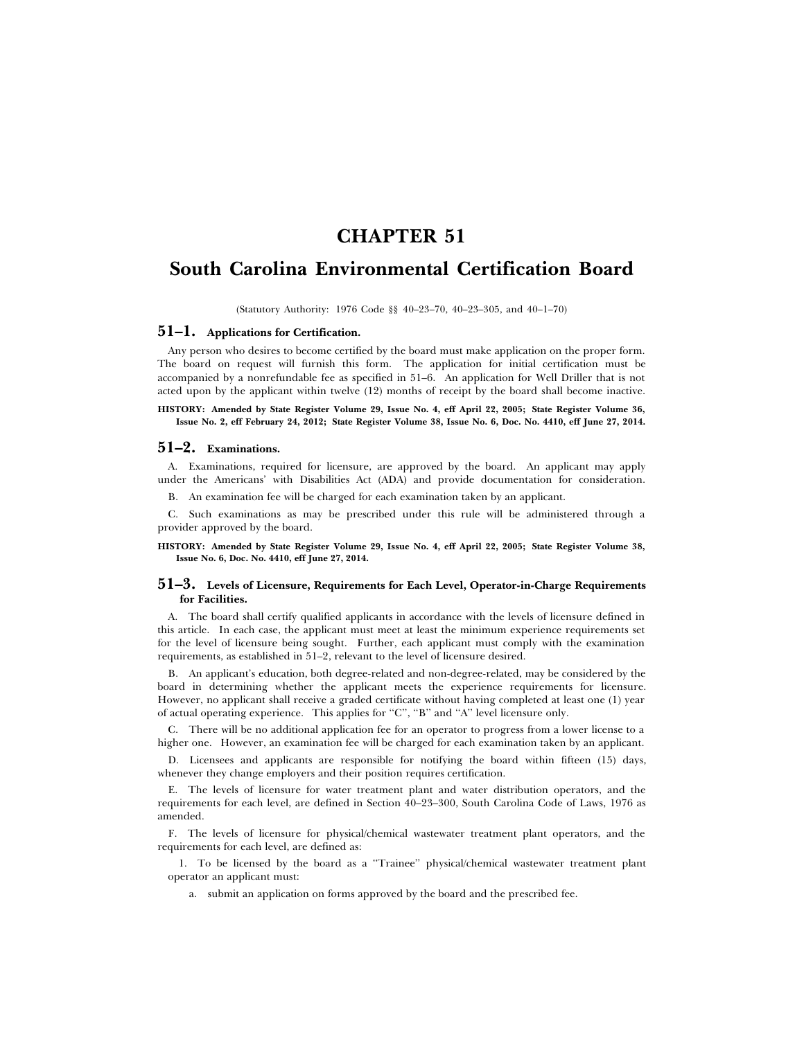# CHAPTER 51

# South Carolina Environmental Certification Board

(Statutory Authority: 1976 Code §§ 40–23–70, 40–23–305, and 40–1–70)

## 51–1. Applications for Certification.

Any person who desires to become certified by the board must make application on the proper form. The board on request will furnish this form. The application for initial certification must be accompanied by a nonrefundable fee as specified in 51–6. An application for Well Driller that is not acted upon by the applicant within twelve (12) months of receipt by the board shall become inactive.

**HISTORY: Amended by State Register Volume 29, Issue No. 4, eff April 22, 2005; State Register Volume 36, Issue No. 2, eff February 24, 2012; State Register Volume 38, Issue No. 6, Doc. No. 4410, eff June 27, 2014.**

## 51–2. Examinations.

A. Examinations, required for licensure, are approved by the board. An applicant may apply under the Americans' with Disabilities Act (ADA) and provide documentation for consideration.

B. An examination fee will be charged for each examination taken by an applicant.

C. Such examinations as may be prescribed under this rule will be administered through a provider approved by the board.

**HISTORY: Amended by State Register Volume 29, Issue No. 4, eff April 22, 2005; State Register Volume 38, Issue No. 6, Doc. No. 4410, eff June 27, 2014.**

## 51–3. Levels of Licensure, Requirements for Each Level, Operator-in-Charge Requirements for Facilities.

A. The board shall certify qualified applicants in accordance with the levels of licensure defined in this article. In each case, the applicant must meet at least the minimum experience requirements set for the level of licensure being sought. Further, each applicant must comply with the examination requirements, as established in 51–2, relevant to the level of licensure desired.

B. An applicant's education, both degree-related and non-degree-related, may be considered by the board in determining whether the applicant meets the experience requirements for licensure. However, no applicant shall receive a graded certificate without having completed at least one (1) year of actual operating experience. This applies for "C", "B" and "A" level licensure only.

C. There will be no additional application fee for an operator to progress from a lower license to a higher one. However, an examination fee will be charged for each examination taken by an applicant.

D. Licensees and applicants are responsible for notifying the board within fifteen (15) days, whenever they change employers and their position requires certification.

E. The levels of licensure for water treatment plant and water distribution operators, and the requirements for each level, are defined in Section 40–23–300, South Carolina Code of Laws, 1976 as amended.

F. The levels of licensure for physical/chemical wastewater treatment plant operators, and the requirements for each level, are defined as:

1. To be licensed by the board as a "Trainee" physical/chemical wastewater treatment plant operator an applicant must:

a. submit an application on forms approved by the board and the prescribed fee.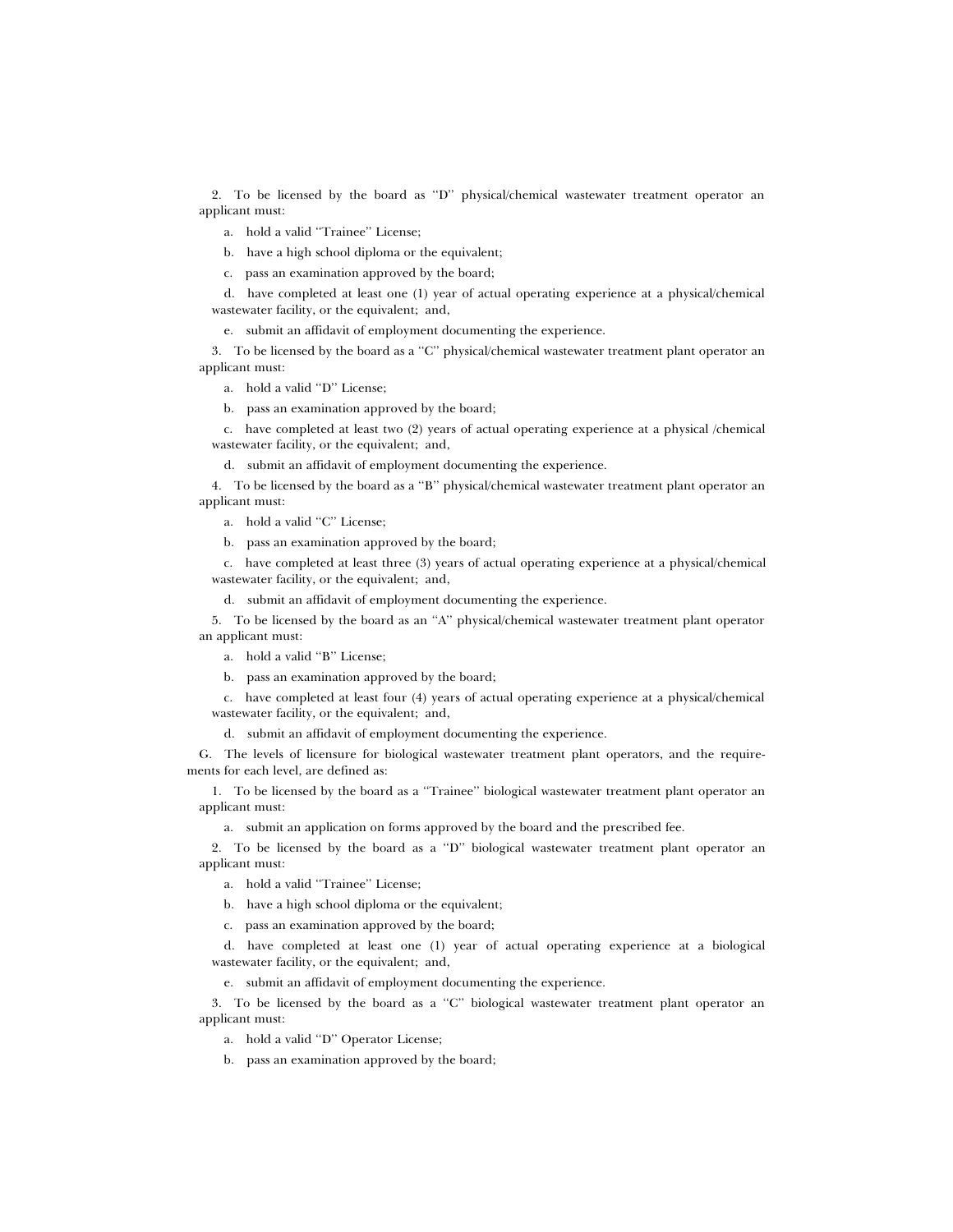2. To be licensed by the board as "D" physical/chemical wastewater treatment operator an applicant must:

a. hold a valid "Trainee" License;

b. have a high school diploma or the equivalent;

c. pass an examination approved by the board;

d. have completed at least one (1) year of actual operating experience at a physical/chemical wastewater facility, or the equivalent; and,

e. submit an affidavit of employment documenting the experience.

3. To be licensed by the board as a "C" physical/chemical wastewater treatment plant operator an applicant must:

a. hold a valid "D" License;

b. pass an examination approved by the board;

c. have completed at least two (2) years of actual operating experience at a physical /chemical wastewater facility, or the equivalent; and,

d. submit an affidavit of employment documenting the experience.

4. To be licensed by the board as a "B" physical/chemical wastewater treatment plant operator an applicant must:

a. hold a valid "C" License;

b. pass an examination approved by the board;

c. have completed at least three (3) years of actual operating experience at a physical/chemical wastewater facility, or the equivalent; and,

d. submit an affidavit of employment documenting the experience.

5. To be licensed by the board as an "A" physical/chemical wastewater treatment plant operator an applicant must:

a. hold a valid "B" License;

b. pass an examination approved by the board;

c. have completed at least four (4) years of actual operating experience at a physical/chemical wastewater facility, or the equivalent; and,

d. submit an affidavit of employment documenting the experience.

G. The levels of licensure for biological wastewater treatment plant operators, and the requirements for each level, are defined as:

1. To be licensed by the board as a "Trainee" biological wastewater treatment plant operator an applicant must:

a. submit an application on forms approved by the board and the prescribed fee.

2. To be licensed by the board as a "D" biological wastewater treatment plant operator an applicant must:

a. hold a valid "Trainee" License;

b. have a high school diploma or the equivalent;

c. pass an examination approved by the board;

d. have completed at least one (1) year of actual operating experience at a biological wastewater facility, or the equivalent; and,

e. submit an affidavit of employment documenting the experience.

3. To be licensed by the board as a "C" biological wastewater treatment plant operator an applicant must:

a. hold a valid "D" Operator License;

b. pass an examination approved by the board;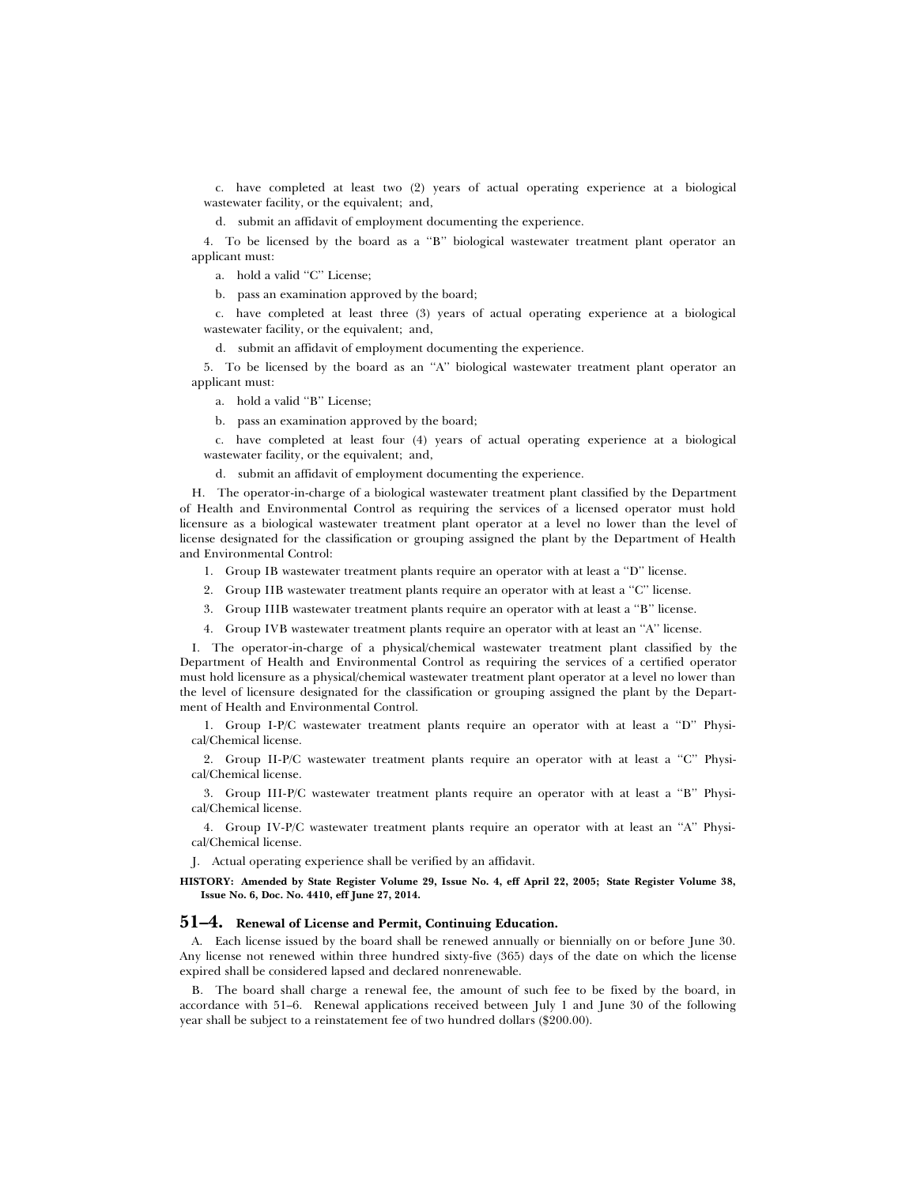c. have completed at least two (2) years of actual operating experience at a biological wastewater facility, or the equivalent; and,

d. submit an affidavit of employment documenting the experience.

4. To be licensed by the board as a "B" biological wastewater treatment plant operator an applicant must:

a. hold a valid "C" License;

b. pass an examination approved by the board;

c. have completed at least three (3) years of actual operating experience at a biological wastewater facility, or the equivalent; and,

d. submit an affidavit of employment documenting the experience.

5. To be licensed by the board as an "A" biological wastewater treatment plant operator an applicant must:

a. hold a valid "B" License;

b. pass an examination approved by the board;

c. have completed at least four (4) years of actual operating experience at a biological wastewater facility, or the equivalent; and,

d. submit an affidavit of employment documenting the experience.

H. The operator-in-charge of a biological wastewater treatment plant classified by the Department of Health and Environmental Control as requiring the services of a licensed operator must hold licensure as a biological wastewater treatment plant operator at a level no lower than the level of license designated for the classification or grouping assigned the plant by the Department of Health and Environmental Control:

1. Group IB wastewater treatment plants require an operator with at least a "D" license.

2. Group IIB wastewater treatment plants require an operator with at least a "C" license.

3. Group IIIB wastewater treatment plants require an operator with at least a "B" license.

4. Group IVB wastewater treatment plants require an operator with at least an "A" license.

I. The operator-in-charge of a physical/chemical wastewater treatment plant classified by the Department of Health and Environmental Control as requiring the services of a certified operator must hold licensure as a physical/chemical wastewater treatment plant operator at a level no lower than the level of licensure designated for the classification or grouping assigned the plant by the Department of Health and Environmental Control.

1. Group I-P/C wastewater treatment plants require an operator with at least a "D" Physical/Chemical license.

2. Group II-P/C wastewater treatment plants require an operator with at least a "C" Physical/Chemical license.

3. Group III-P/C wastewater treatment plants require an operator with at least a "B" Physical/Chemical license.

4. Group IV-P/C wastewater treatment plants require an operator with at least an "A" Physical/Chemical license.

J. Actual operating experience shall be verified by an affidavit.

**HISTORY: Amended by State Register Volume 29, Issue No. 4, eff April 22, 2005; State Register Volume 38, Issue No. 6, Doc. No. 4410, eff June 27, 2014.**

## 51–4. Renewal of License and Permit, Continuing Education.

A. Each license issued by the board shall be renewed annually or biennially on or before June 30. Any license not renewed within three hundred sixty-five (365) days of the date on which the license expired shall be considered lapsed and declared nonrenewable.

B. The board shall charge a renewal fee, the amount of such fee to be fixed by the board, in accordance with 51–6. Renewal applications received between July 1 and June 30 of the following year shall be subject to a reinstatement fee of two hundred dollars ($200.00).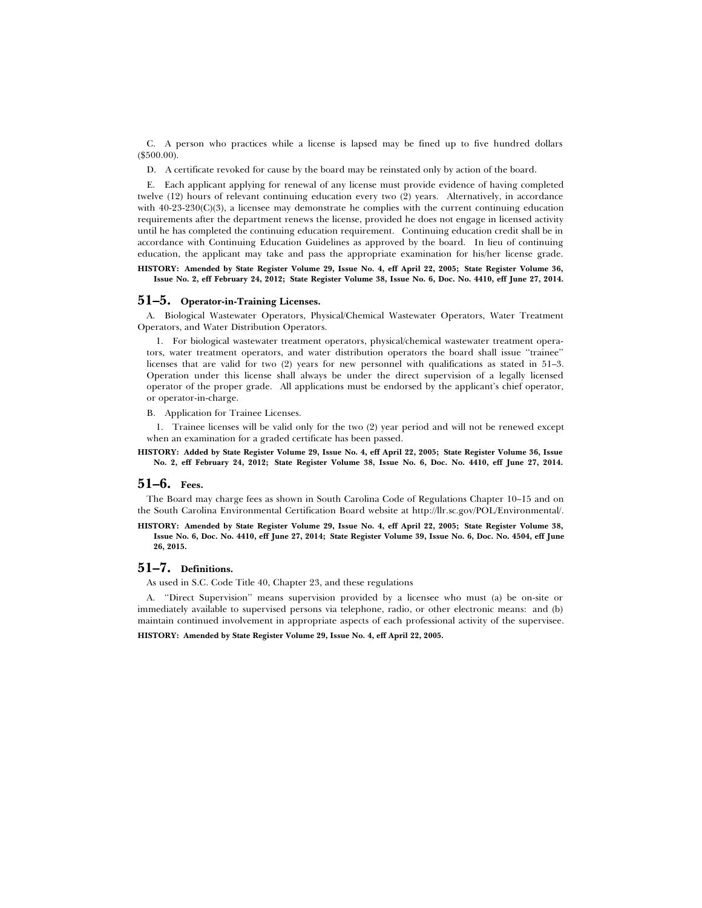C. A person who practices while a license is lapsed may be fined up to five hundred dollars ($500.00).

D. A certificate revoked for cause by the board may be reinstated only by action of the board.

E. Each applicant applying for renewal of any license must provide evidence of having completed twelve (12) hours of relevant continuing education every two (2) years. Alternatively, in accordance with 40-23-230(C)(3), a licensee may demonstrate he complies with the current continuing education requirements after the department renews the license, provided he does not engage in licensed activity until he has completed the continuing education requirement. Continuing education credit shall be in accordance with Continuing Education Guidelines as approved by the board. In lieu of continuing education, the applicant may take and pass the appropriate examination for his/her license grade.

**HISTORY: Amended by State Register Volume 29, Issue No. 4, eff April 22, 2005; State Register Volume 36, Issue No. 2, eff February 24, 2012; State Register Volume 38, Issue No. 6, Doc. No. 4410, eff June 27, 2014.**

## 51–5. Operator-in-Training Licenses.

A. Biological Wastewater Operators, Physical/Chemical Wastewater Operators, Water Treatment Operators, and Water Distribution Operators.

1. For biological wastewater treatment operators, physical/chemical wastewater treatment operators, water treatment operators, and water distribution operators the board shall issue "trainee" licenses that are valid for two (2) years for new personnel with qualifications as stated in 51–3. Operation under this license shall always be under the direct supervision of a legally licensed operator of the proper grade. All applications must be endorsed by the applicant's chief operator, or operator-in-charge.

B. Application for Trainee Licenses.

1. Trainee licenses will be valid only for the two (2) year period and will not be renewed except when an examination for a graded certificate has been passed.

**HISTORY: Added by State Register Volume 29, Issue No. 4, eff April 22, 2005; State Register Volume 36, Issue No. 2, eff February 24, 2012; State Register Volume 38, Issue No. 6, Doc. No. 4410, eff June 27, 2014.**

## 51–6. Fees.

The Board may charge fees as shown in South Carolina Code of Regulations Chapter 10–15 and on the South Carolina Environmental Certification Board website at http://llr.sc.gov/POL/Environmental/.

**HISTORY: Amended by State Register Volume 29, Issue No. 4, eff April 22, 2005; State Register Volume 38, Issue No. 6, Doc. No. 4410, eff June 27, 2014; State Register Volume 39, Issue No. 6, Doc. No. 4504, eff June 26, 2015.**

## 51–7. Definitions.

As used in S.C. Code Title 40, Chapter 23, and these regulations

A. "Direct Supervision" means supervision provided by a licensee who must (a) be on-site or immediately available to supervised persons via telephone, radio, or other electronic means: and (b) maintain continued involvement in appropriate aspects of each professional activity of the supervisee.

**HISTORY: Amended by State Register Volume 29, Issue No. 4, eff April 22, 2005.**